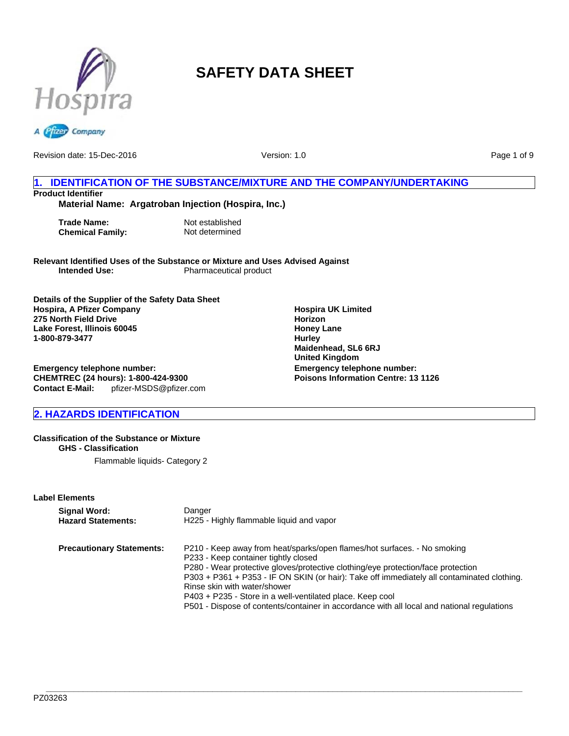# SAFETY DATA SHEET

Revision date: 15-Dec-2016 Version: 1.0

## 1. IDENTIFICATION OF THE SUBSTANCE/MIXTURE AND THE COMPANY/UNDERTAKING

**Product Identifier**

**Material Name: Argatroban Injection (Hospira, Inc.)**

**Trade Name:** Not established
**Chemical Family:** Not determined

**Relevant Identified Uses of the Substance or Mixture and Uses Advised Against**
**Intended Use:** Pharmaceutical product

**Details of the Supplier of the Safety Data Sheet**
**Hospira, A Pfizer Company**
**275 North Field Drive**
**Lake Forest, Illinois 60045**
**1-800-879-3477**

**Emergency telephone number:**
**CHEMTREC (24 hours): 1-800-424-9300**
**Contact E-Mail:** pfizer-MSDS@pfizer.com

**Hospira UK Limited**
**Horizon**
**Honey Lane**
**Hurley**
**Maidenhead, SL6 6RJ**
**United Kingdom**
**Emergency telephone number:**
**Poisons Information Centre: 13 1126**

## 2. HAZARDS IDENTIFICATION

**Classification of the Substance or Mixture**
**GHS - Classification**

Flammable liquids- Category 2

**Label Elements**

**Signal Word:** Danger
**Hazard Statements:** H225 - Highly flammable liquid and vapor

**Precautionary Statements:**
P210 - Keep away from heat/sparks/open flames/hot surfaces. - No smoking
P233 - Keep container tightly closed
P280 - Wear protective gloves/protective clothing/eye protection/face protection
P303 + P361 + P353 - IF ON SKIN (or hair): Take off immediately all contaminated clothing. Rinse skin with water/shower
P403 + P235 - Store in a well-ventilated place. Keep cool
P501 - Dispose of contents/container in accordance with all local and national regulations

PZ03263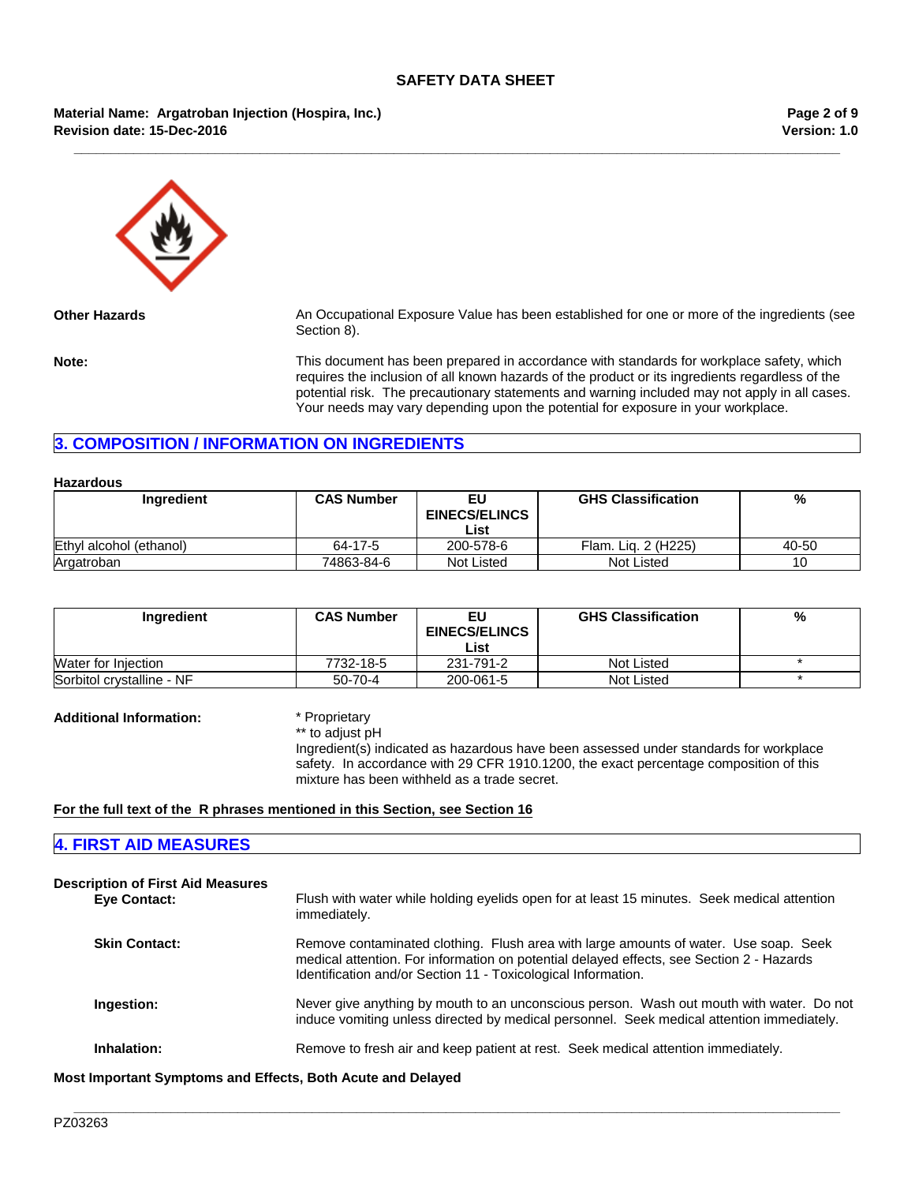**Other Hazards**

An Occupational Exposure Value has been established for one or more of the ingredients (see Section 8).

**Note:**

This document has been prepared in accordance with standards for workplace safety, which requires the inclusion of all known hazards of the product or its ingredients regardless of the potential risk. The precautionary statements and warning included may not apply in all cases. Your needs may vary depending upon the potential for exposure in your workplace.

## 3. COMPOSITION / INFORMATION ON INGREDIENTS

**Hazardous**

| Ingredient | CAS Number | EU EINECS/ELINCS List | GHS Classification | % |
|---|---|---|---|---|
| Ethyl alcohol (ethanol) | 64-17-5 | 200-578-6 | Flam. Liq. 2 (H225) | 40-50 |
| Argatroban | 74863-84-6 | Not Listed | Not Listed | 10 |

| Ingredient | CAS Number | EU EINECS/ELINCS List | GHS Classification | % |
|---|---|---|---|---|
| Water for Injection | 7732-18-5 | 231-791-2 | Not Listed | * |
| Sorbitol crystalline - NF | 50-70-4 | 200-061-5 | Not Listed | * |

**Additional Information:**

* Proprietary
** to adjust pH
Ingredient(s) indicated as hazardous have been assessed under standards for workplace safety. In accordance with 29 CFR 1910.1200, the exact percentage composition of this mixture has been withheld as a trade secret.

**For the full text of the R phrases mentioned in this Section, see Section 16**

## 4. FIRST AID MEASURES

**Description of First Aid Measures**

**Eye Contact:** Flush with water while holding eyelids open for at least 15 minutes. Seek medical attention immediately.

**Skin Contact:** Remove contaminated clothing. Flush area with large amounts of water. Use soap. Seek medical attention. For information on potential delayed effects, see Section 2 - Hazards Identification and/or Section 11 - Toxicological Information.

**Ingestion:** Never give anything by mouth to an unconscious person. Wash out mouth with water. Do not induce vomiting unless directed by medical personnel. Seek medical attention immediately.

**Inhalation:** Remove to fresh air and keep patient at rest. Seek medical attention immediately.

**Most Important Symptoms and Effects, Both Acute and Delayed**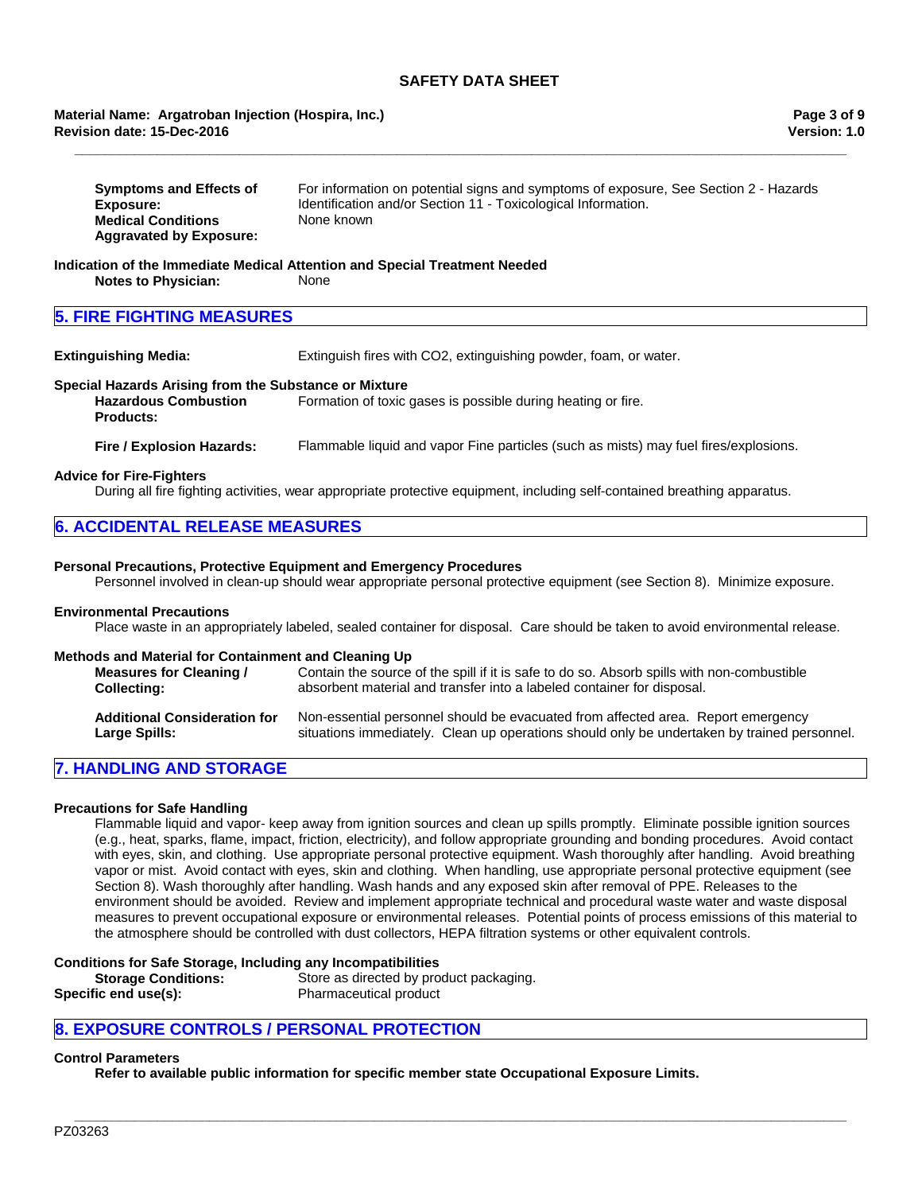**Symptoms and Effects of Exposure:** For information on potential signs and symptoms of exposure, See Section 2 - Hazards Identification and/or Section 11 - Toxicological Information.

**Medical Conditions Aggravated by Exposure:** None known

**Indication of the Immediate Medical Attention and Special Treatment Needed**

**Notes to Physician:** None

## 5. FIRE FIGHTING MEASURES

**Extinguishing Media:** Extinguish fires with CO2, extinguishing powder, foam, or water.

**Special Hazards Arising from the Substance or Mixture**

**Hazardous Combustion Products:** Formation of toxic gases is possible during heating or fire.

**Fire / Explosion Hazards:** Flammable liquid and vapor Fine particles (such as mists) may fuel fires/explosions.

**Advice for Fire-Fighters**

During all fire fighting activities, wear appropriate protective equipment, including self-contained breathing apparatus.

## 6. ACCIDENTAL RELEASE MEASURES

**Personal Precautions, Protective Equipment and Emergency Procedures**

Personnel involved in clean-up should wear appropriate personal protective equipment (see Section 8). Minimize exposure.

**Environmental Precautions**

Place waste in an appropriately labeled, sealed container for disposal. Care should be taken to avoid environmental release.

**Methods and Material for Containment and Cleaning Up**

**Measures for Cleaning / Collecting:** Contain the source of the spill if it is safe to do so. Absorb spills with non-combustible absorbent material and transfer into a labeled container for disposal.

**Additional Consideration for Large Spills:** Non-essential personnel should be evacuated from affected area. Report emergency situations immediately. Clean up operations should only be undertaken by trained personnel.

## 7. HANDLING AND STORAGE

**Precautions for Safe Handling**

Flammable liquid and vapor- keep away from ignition sources and clean up spills promptly. Eliminate possible ignition sources (e.g., heat, sparks, flame, impact, friction, electricity), and follow appropriate grounding and bonding procedures. Avoid contact with eyes, skin, and clothing. Use appropriate personal protective equipment. Wash thoroughly after handling. Avoid breathing vapor or mist. Avoid contact with eyes, skin and clothing. When handling, use appropriate personal protective equipment (see Section 8). Wash thoroughly after handling. Wash hands and any exposed skin after removal of PPE. Releases to the environment should be avoided. Review and implement appropriate technical and procedural waste water and waste disposal measures to prevent occupational exposure or environmental releases. Potential points of process emissions of this material to the atmosphere should be controlled with dust collectors, HEPA filtration systems or other equivalent controls.

**Conditions for Safe Storage, Including any Incompatibilities**

**Storage Conditions:** Store as directed by product packaging.

**Specific end use(s):** Pharmaceutical product

## 8. EXPOSURE CONTROLS / PERSONAL PROTECTION

**Control Parameters**

**Refer to available public information for specific member state Occupational Exposure Limits.**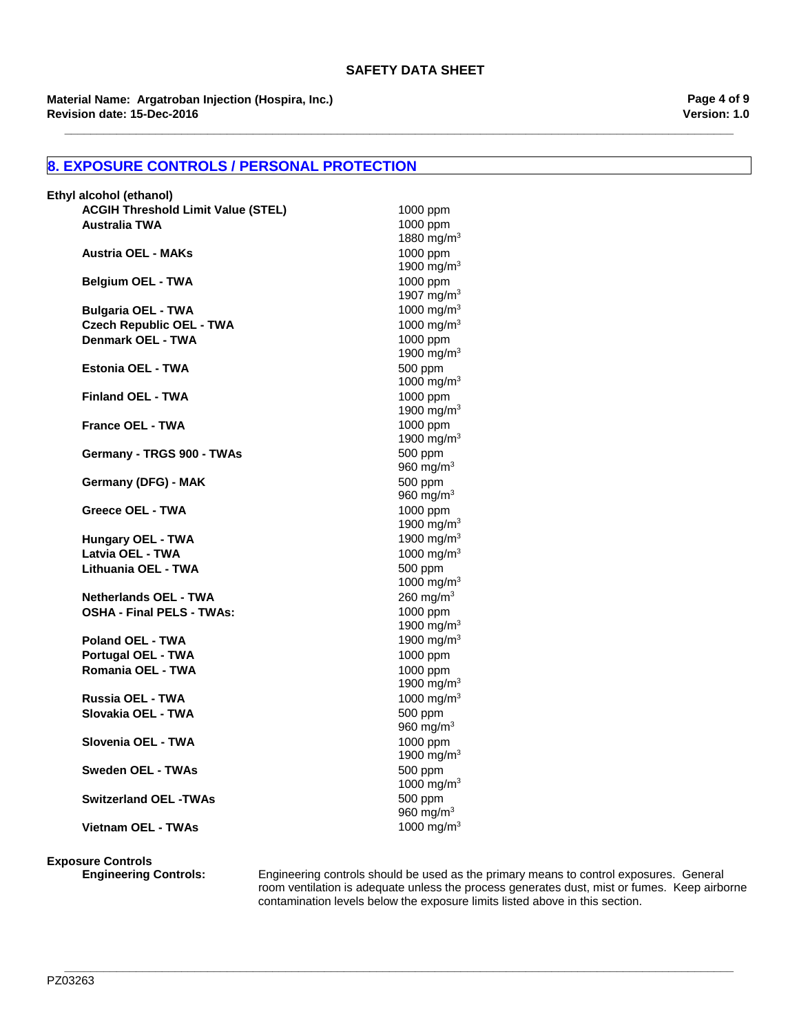## 8. EXPOSURE CONTROLS / PERSONAL PROTECTION

**Ethyl alcohol (ethanol)**

| | |
|---|---|
| **ACGIH Threshold Limit Value (STEL)** | 1000 ppm |
| **Australia TWA** | 1000 ppm<br>1880 $mg/m^3$ |
| **Austria OEL - MAKs** | 1000 ppm<br>1900 $mg/m^3$ |
| **Belgium OEL - TWA** | 1000 ppm<br>1907 $mg/m^3$ |
| **Bulgaria OEL - TWA** | 1000 $mg/m^3$ |
| **Czech Republic OEL - TWA** | 1000 $mg/m^3$ |
| **Denmark OEL - TWA** | 1000 ppm<br>1900 $mg/m^3$ |
| **Estonia OEL - TWA** | 500 ppm<br>1000 $mg/m^3$ |
| **Finland OEL - TWA** | 1000 ppm<br>1900 $mg/m^3$ |
| **France OEL - TWA** | 1000 ppm<br>1900 $mg/m^3$ |
| **Germany - TRGS 900 - TWAs** | 500 ppm<br>960 $mg/m^3$ |
| **Germany (DFG) - MAK** | 500 ppm<br>960 $mg/m^3$ |
| **Greece OEL - TWA** | 1000 ppm<br>1900 $mg/m^3$ |
| **Hungary OEL - TWA** | 1900 $mg/m^3$ |
| **Latvia OEL - TWA** | 1000 $mg/m^3$ |
| **Lithuania OEL - TWA** | 500 ppm<br>1000 $mg/m^3$ |
| **Netherlands OEL - TWA** | 260 $mg/m^3$ |
| **OSHA - Final PELS - TWAs:** | 1000 ppm<br>1900 $mg/m^3$ |
| **Poland OEL - TWA** | 1900 $mg/m^3$ |
| **Portugal OEL - TWA** | 1000 ppm |
| **Romania OEL - TWA** | 1000 ppm<br>1900 $mg/m^3$ |
| **Russia OEL - TWA** | 1000 $mg/m^3$ |
| **Slovakia OEL - TWA** | 500 ppm<br>960 $mg/m^3$ |
| **Slovenia OEL - TWA** | 1000 ppm<br>1900 $mg/m^3$ |
| **Sweden OEL - TWAs** | 500 ppm<br>1000 $mg/m^3$ |
| **Switzerland OEL -TWAs** | 500 ppm<br>960 $mg/m^3$ |
| **Vietnam OEL - TWAs** | 1000 $mg/m^3$ |

**Exposure Controls**

**Engineering Controls:** Engineering controls should be used as the primary means to control exposures. General room ventilation is adequate unless the process generates dust, mist or fumes. Keep airborne contamination levels below the exposure limits listed above in this section.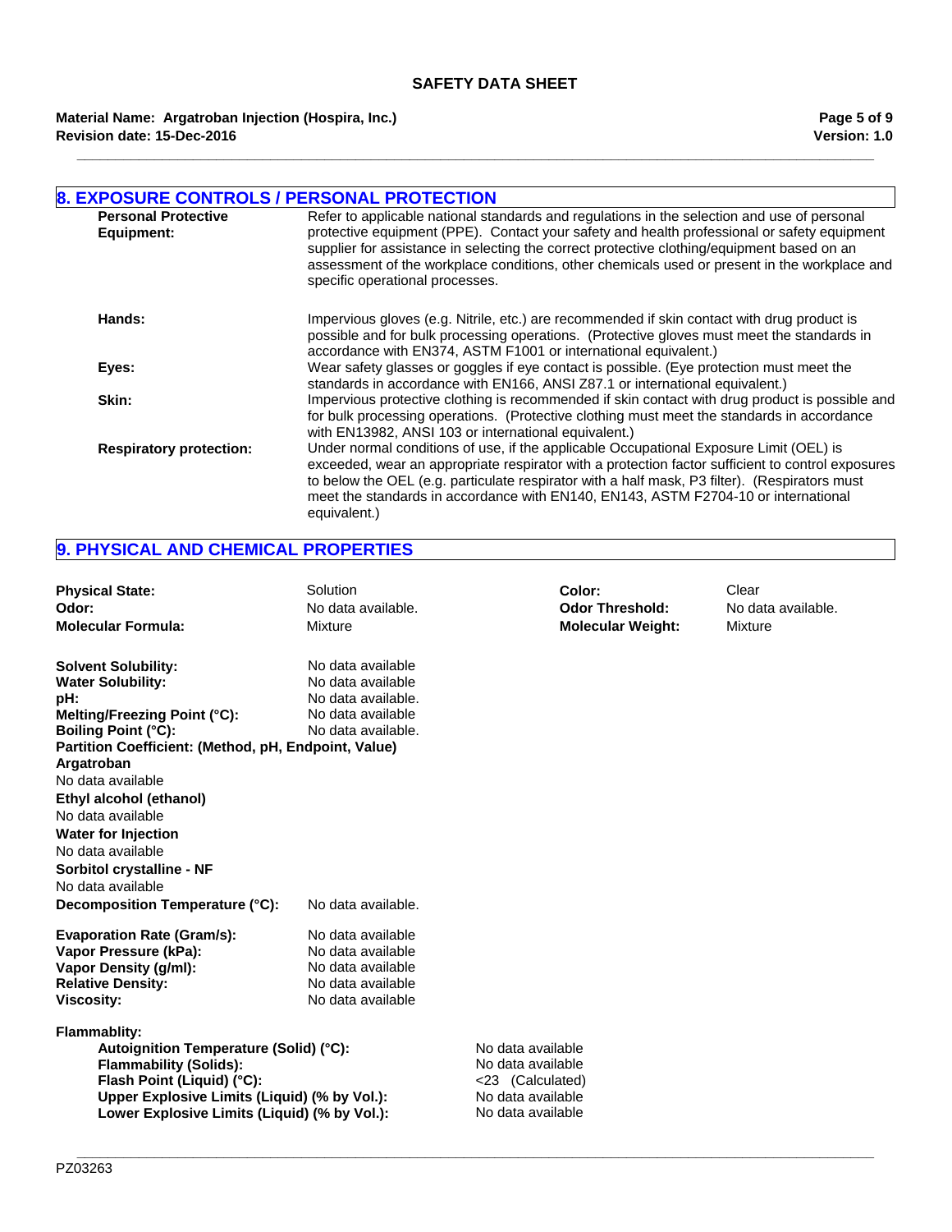## 8. EXPOSURE CONTROLS / PERSONAL PROTECTION

**Personal Protective Equipment:** Refer to applicable national standards and regulations in the selection and use of personal protective equipment (PPE). Contact your safety and health professional or safety equipment supplier for assistance in selecting the correct protective clothing/equipment based on an assessment of the workplace conditions, other chemicals used or present in the workplace and specific operational processes.

**Hands:** Impervious gloves (e.g. Nitrile, etc.) are recommended if skin contact with drug product is possible and for bulk processing operations. (Protective gloves must meet the standards in accordance with EN374, ASTM F1001 or international equivalent.)

**Eyes:** Wear safety glasses or goggles if eye contact is possible. (Eye protection must meet the standards in accordance with EN166, ANSI Z87.1 or international equivalent.)

**Skin:** Impervious protective clothing is recommended if skin contact with drug product is possible and for bulk processing operations. (Protective clothing must meet the standards in accordance with EN13982, ANSI 103 or international equivalent.)

**Respiratory protection:** Under normal conditions of use, if the applicable Occupational Exposure Limit (OEL) is exceeded, wear an appropriate respirator with a protection factor sufficient to control exposures to below the OEL (e.g. particulate respirator with a half mask, P3 filter). (Respirators must meet the standards in accordance with EN140, EN143, ASTM F2704-10 or international equivalent.)

## 9. PHYSICAL AND CHEMICAL PROPERTIES

**Physical State:** Solution
**Color:** Clear
**Odor:** No data available.
**Odor Threshold:** No data available.
**Molecular Formula:** Mixture
**Molecular Weight:** Mixture

**Solvent Solubility:** No data available
**Water Solubility:** No data available
**pH:** No data available.
**Melting/Freezing Point (°C):** No data available
**Boiling Point (°C):** No data available.
**Partition Coefficient: (Method, pH, Endpoint, Value)**

**Argatroban**
No data available
**Ethyl alcohol (ethanol)**
No data available
**Water for Injection**
No data available
**Sorbitol crystalline - NF**
No data available

**Decomposition Temperature (°C):** No data available.

**Evaporation Rate (Gram/s):** No data available
**Vapor Pressure (kPa):** No data available
**Vapor Density (g/ml):** No data available
**Relative Density:** No data available
**Viscosity:** No data available

**Flammablity:**

- **Autoignition Temperature (Solid) (°C):** No data available
- **Flammability (Solids):** No data available
- **Flash Point (Liquid) (°C):** <23 (Calculated)
- **Upper Explosive Limits (Liquid) (% by Vol.):** No data available
- **Lower Explosive Limits (Liquid) (% by Vol.):** No data available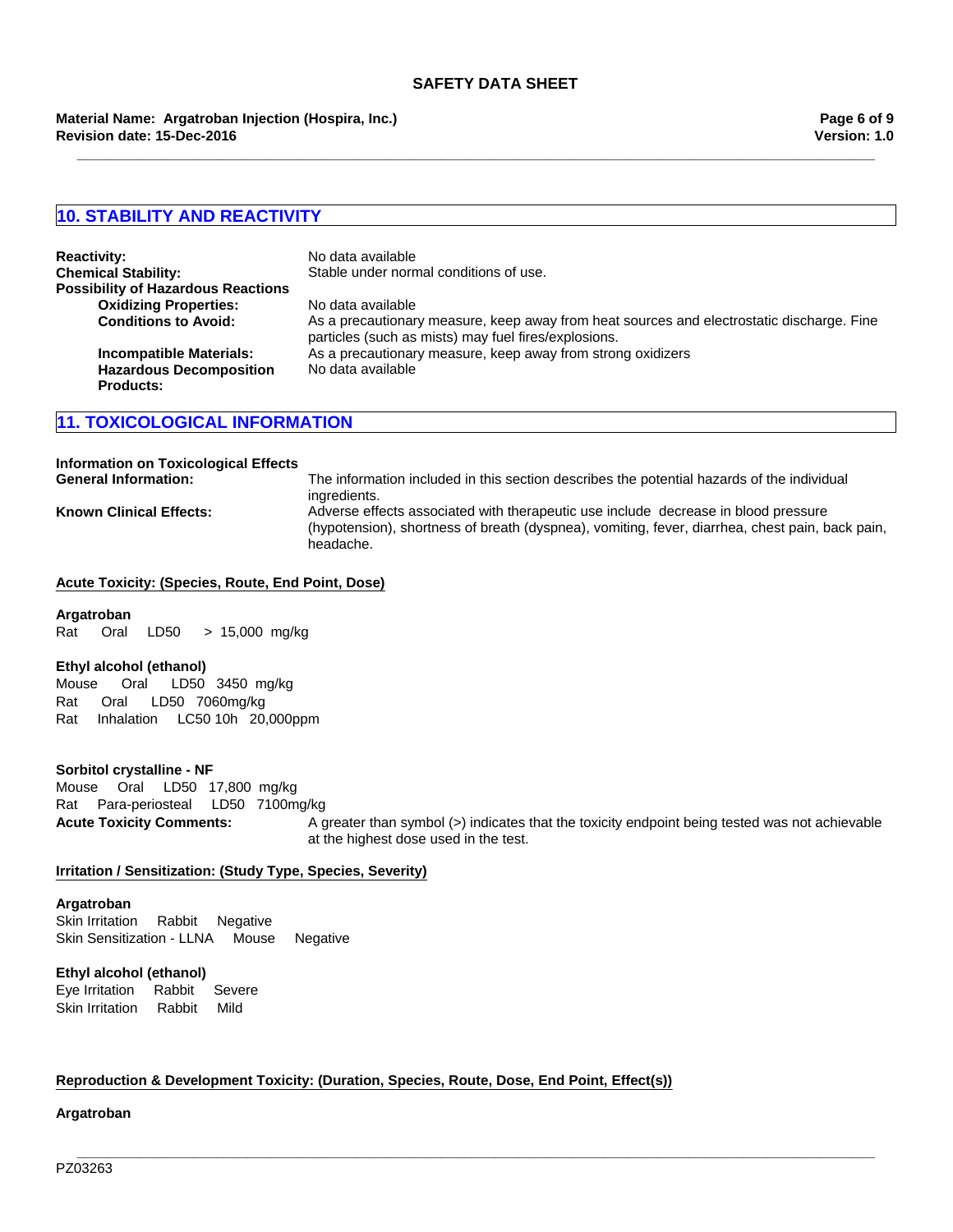## 10. STABILITY AND REACTIVITY

**Reactivity:** No data available
**Chemical Stability:** Stable under normal conditions of use.
**Possibility of Hazardous Reactions**
**Oxidizing Properties:** No data available
**Conditions to Avoid:** As a precautionary measure, keep away from heat sources and electrostatic discharge. Fine particles (such as mists) may fuel fires/explosions.
**Incompatible Materials:** As a precautionary measure, keep away from strong oxidizers
**Hazardous Decomposition Products:** No data available

## 11. TOXICOLOGICAL INFORMATION

**Information on Toxicological Effects**
**General Information:** The information included in this section describes the potential hazards of the individual ingredients.
**Known Clinical Effects:** Adverse effects associated with therapeutic use include decrease in blood pressure (hypotension), shortness of breath (dyspnea), vomiting, fever, diarrhea, chest pain, back pain, headache.

**Acute Toxicity: (Species, Route, End Point, Dose)**

**Argatroban**
Rat Oral LD50 > 15,000 mg/kg

**Ethyl alcohol (ethanol)**
Mouse Oral LD50 3450 mg/kg
Rat Oral LD50 7060mg/kg
Rat Inhalation LC50 10h 20,000ppm

**Sorbitol crystalline - NF**
Mouse Oral LD50 17,800 mg/kg
Rat Para-periosteal LD50 7100mg/kg

**Acute Toxicity Comments:** A greater than symbol (>) indicates that the toxicity endpoint being tested was not achievable at the highest dose used in the test.

**Irritation / Sensitization: (Study Type, Species, Severity)**

**Argatroban**
Skin Irritation Rabbit Negative
Skin Sensitization - LLNA Mouse Negative

**Ethyl alcohol (ethanol)**
Eye Irritation Rabbit Severe
Skin Irritation Rabbit Mild

**Reproduction & Development Toxicity: (Duration, Species, Route, Dose, End Point, Effect(s))**

**Argatroban**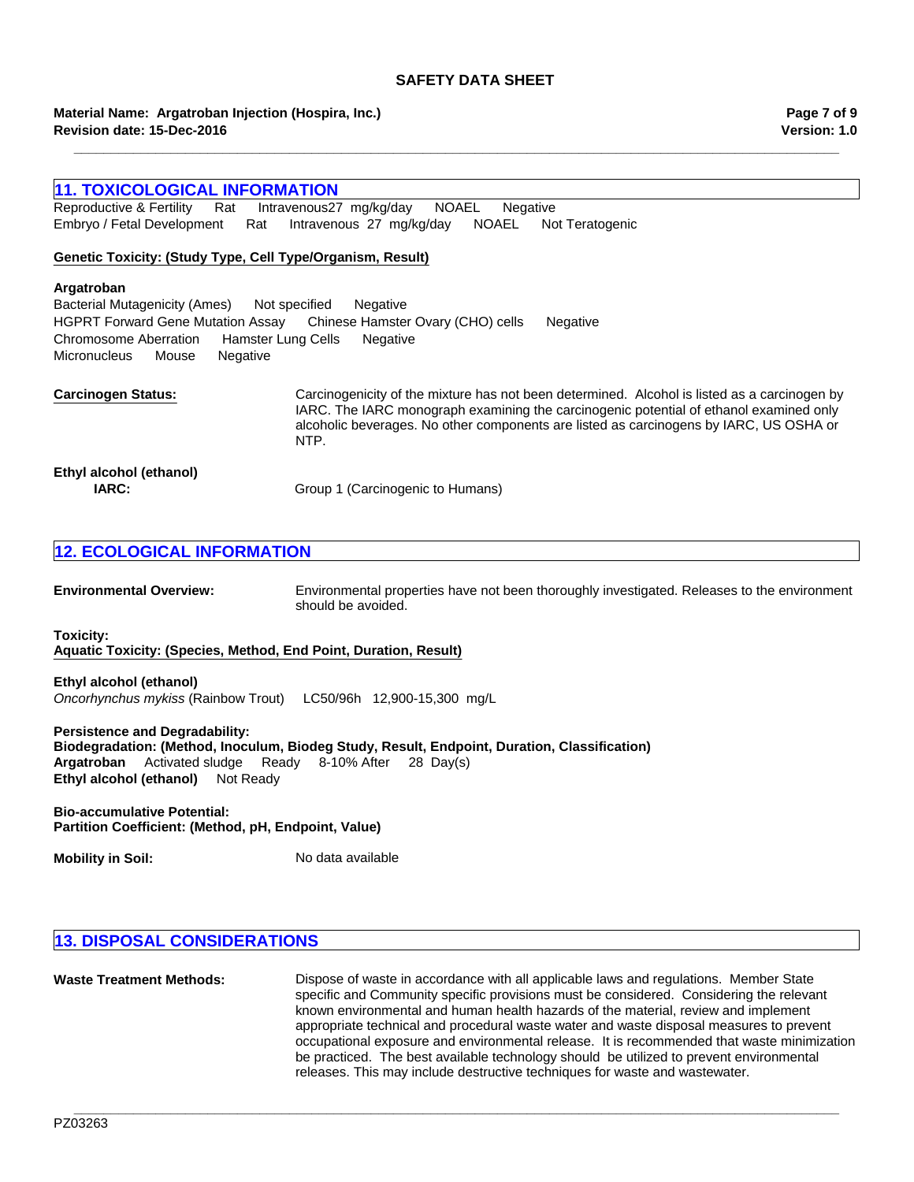## 11. TOXICOLOGICAL INFORMATION

Reproductive & Fertility Rat Intravenous27 mg/kg/day NOAEL Negative
Embryo / Fetal Development Rat Intravenous 27 mg/kg/day NOAEL Not Teratogenic

**Genetic Toxicity: (Study Type, Cell Type/Organism, Result)**

**Argatroban**
Bacterial Mutagenicity (Ames) Not specified Negative
HGPRT Forward Gene Mutation Assay Chinese Hamster Ovary (CHO) cells Negative
Chromosome Aberration Hamster Lung Cells Negative
Micronucleus Mouse Negative

**Carcinogen Status:** Carcinogenicity of the mixture has not been determined. Alcohol is listed as a carcinogen by IARC. The IARC monograph examining the carcinogenic potential of ethanol examined only alcoholic beverages. No other components are listed as carcinogens by IARC, US OSHA or NTP.

**Ethyl alcohol (ethanol)**
**IARC:** Group 1 (Carcinogenic to Humans)

## 12. ECOLOGICAL INFORMATION

**Environmental Overview:** Environmental properties have not been thoroughly investigated. Releases to the environment should be avoided.

**Toxicity:**
**Aquatic Toxicity: (Species, Method, End Point, Duration, Result)**

**Ethyl alcohol (ethanol)**
*Oncorhynchus mykiss* (Rainbow Trout) LC50/96h 12,900-15,300 mg/L

**Persistence and Degradability:**
**Biodegradation: (Method, Inoculum, Biodeg Study, Result, Endpoint, Duration, Classification)**
**Argatroban** Activated sludge Ready 8-10% After 28 Day(s)
**Ethyl alcohol (ethanol)** Not Ready

**Bio-accumulative Potential:**
**Partition Coefficient: (Method, pH, Endpoint, Value)**

**Mobility in Soil:** No data available

## 13. DISPOSAL CONSIDERATIONS

**Waste Treatment Methods:** Dispose of waste in accordance with all applicable laws and regulations. Member State specific and Community specific provisions must be considered. Considering the relevant known environmental and human health hazards of the material, review and implement appropriate technical and procedural waste water and waste disposal measures to prevent occupational exposure and environmental release. It is recommended that waste minimization be practiced. The best available technology should be utilized to prevent environmental releases. This may include destructive techniques for waste and wastewater.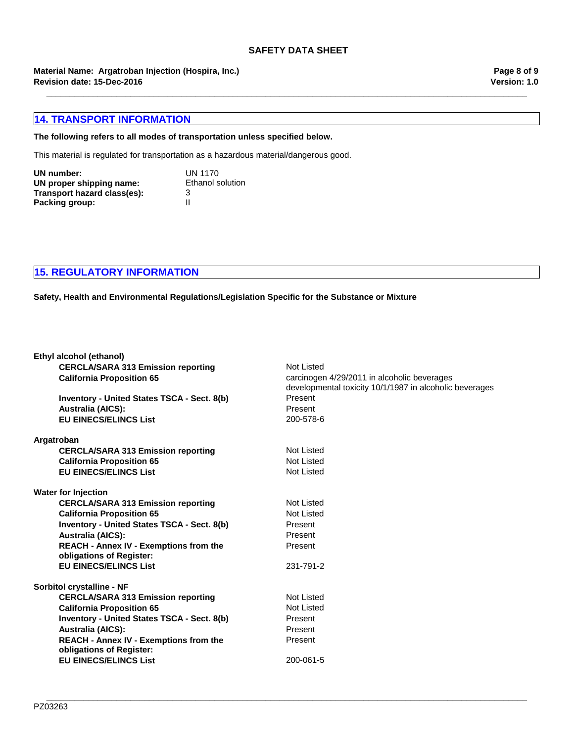## 14. TRANSPORT INFORMATION

**The following refers to all modes of transportation unless specified below.**

This material is regulated for transportation as a hazardous material/dangerous good.

**UN number:** UN 1170
**UN proper shipping name:** Ethanol solution
**Transport hazard class(es):** 3
**Packing group:** II

## 15. REGULATORY INFORMATION

**Safety, Health and Environmental Regulations/Legislation Specific for the Substance or Mixture**

**Ethyl alcohol (ethanol)**

| | |
|---|---|
| **CERCLA/SARA 313 Emission reporting** | Not Listed |
| **California Proposition 65** | carcinogen 4/29/2011 in alcoholic beverages<br>developmental toxicity 10/1/1987 in alcoholic beverages |
| **Inventory - United States TSCA - Sect. 8(b)** | Present |
| **Australia (AICS):** | Present |
| **EU EINECS/ELINCS List** | 200-578-6 |

**Argatroban**

| | |
|---|---|
| **CERCLA/SARA 313 Emission reporting** | Not Listed |
| **California Proposition 65** | Not Listed |
| **EU EINECS/ELINCS List** | Not Listed |

**Water for Injection**

| | |
|---|---|
| **CERCLA/SARA 313 Emission reporting** | Not Listed |
| **California Proposition 65** | Not Listed |
| **Inventory - United States TSCA - Sect. 8(b)** | Present |
| **Australia (AICS):** | Present |
| **REACH - Annex IV - Exemptions from the obligations of Register:** | Present |
| **EU EINECS/ELINCS List** | 231-791-2 |

**Sorbitol crystalline - NF**

| | |
|---|---|
| **CERCLA/SARA 313 Emission reporting** | Not Listed |
| **California Proposition 65** | Not Listed |
| **Inventory - United States TSCA - Sect. 8(b)** | Present |
| **Australia (AICS):** | Present |
| **REACH - Annex IV - Exemptions from the obligations of Register:** | Present |
| **EU EINECS/ELINCS List** | 200-061-5 |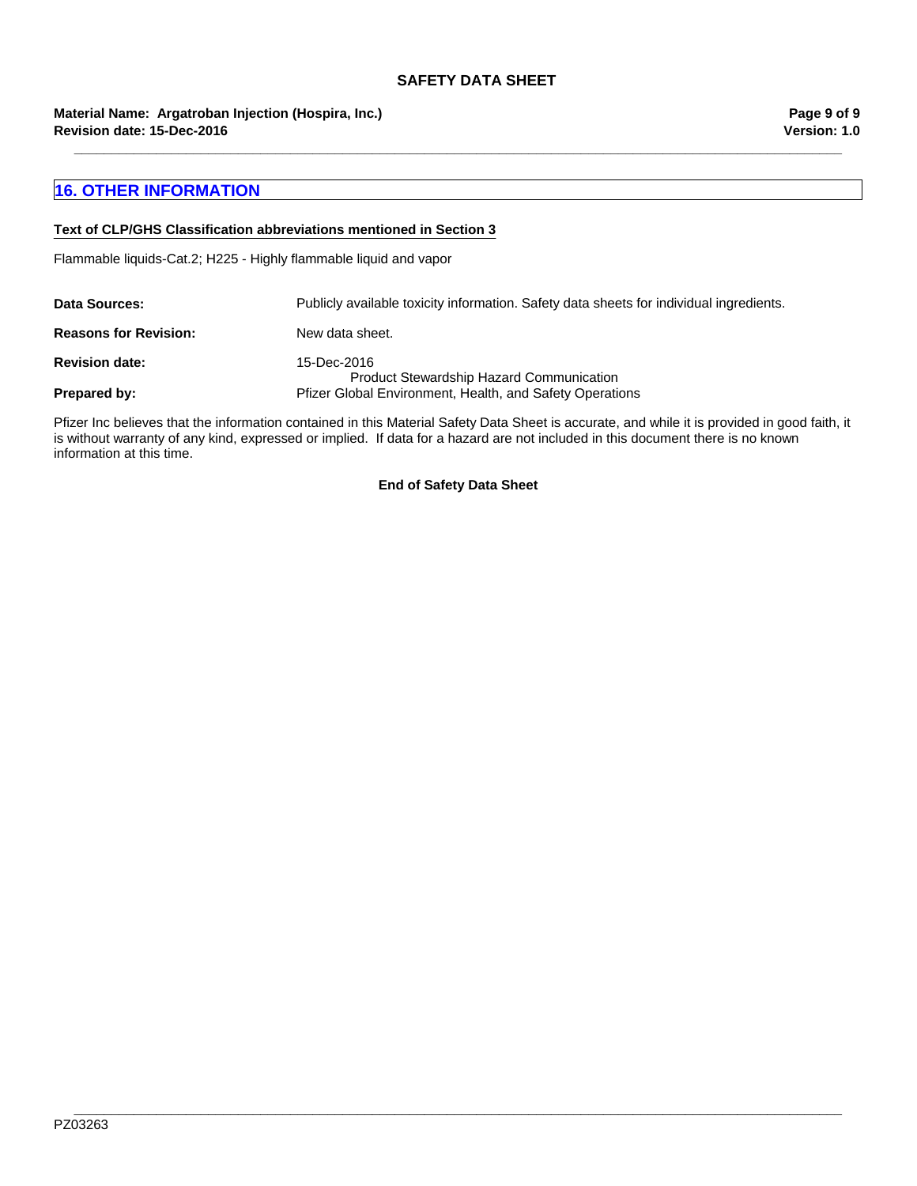## 16. OTHER INFORMATION

**Text of CLP/GHS Classification abbreviations mentioned in Section 3**

Flammable liquids-Cat.2; H225 - Highly flammable liquid and vapor

**Data Sources:** Publicly available toxicity information. Safety data sheets for individual ingredients.

**Reasons for Revision:** New data sheet.

**Revision date:** 15-Dec-2016

**Prepared by:** Product Stewardship Hazard Communication
Pfizer Global Environment, Health, and Safety Operations

Pfizer Inc believes that the information contained in this Material Safety Data Sheet is accurate, and while it is provided in good faith, it is without warranty of any kind, expressed or implied. If data for a hazard are not included in this document there is no known information at this time.

**End of Safety Data Sheet**

PZ03263